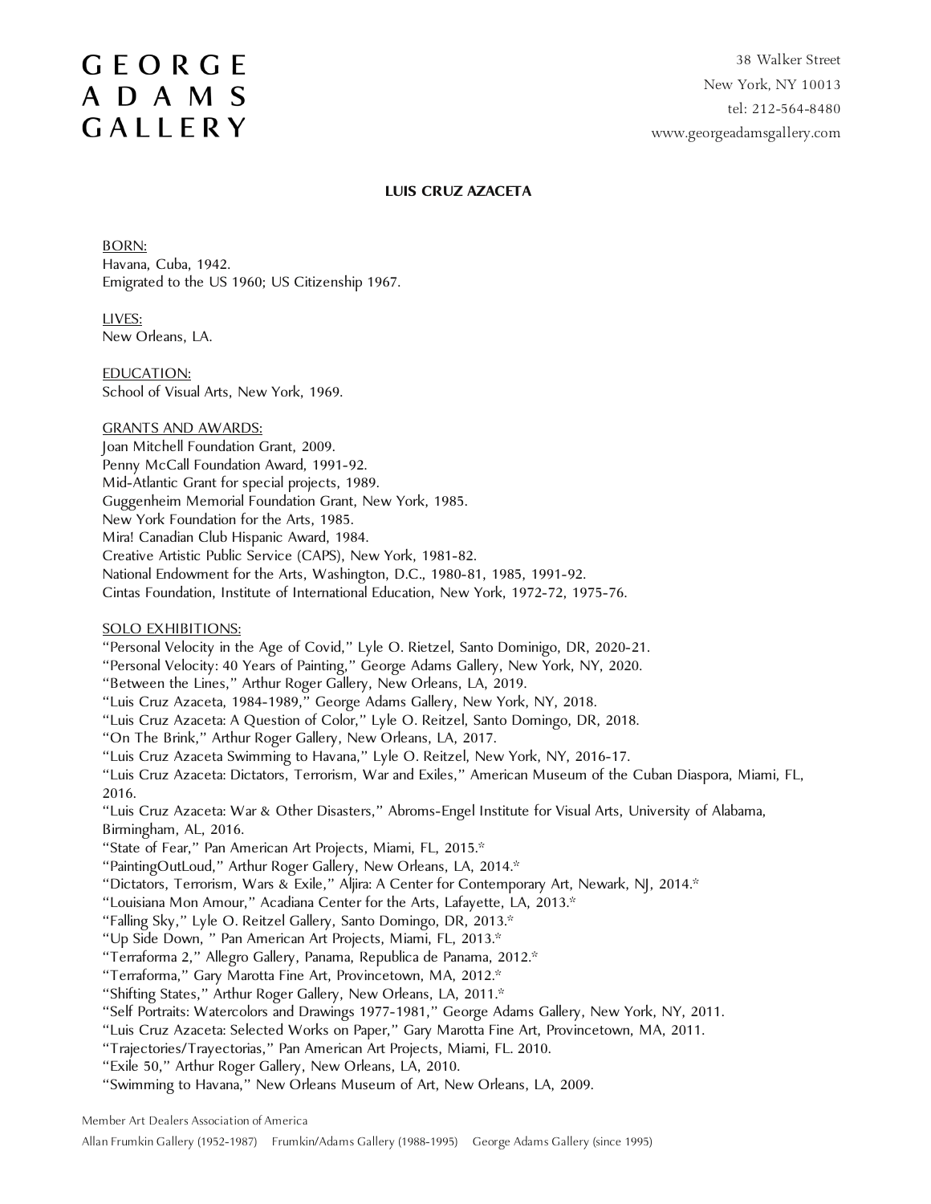# GEORGE ADAMS GALLERY

38 Walker Street
New York, NY 10013
tel: 212-564-8480
www.georgeadamsgallery.com

**LUIS CRUZ AZACETA**

BORN:
Havana, Cuba, 1942.
Emigrated to the US 1960; US Citizenship 1967.

LIVES:
New Orleans, LA.

EDUCATION:
School of Visual Arts, New York, 1969.

GRANTS AND AWARDS:
Joan Mitchell Foundation Grant, 2009.
Penny McCall Foundation Award, 1991-92.
Mid-Atlantic Grant for special projects, 1989.
Guggenheim Memorial Foundation Grant, New York, 1985.
New York Foundation for the Arts, 1985.
Mira! Canadian Club Hispanic Award, 1984.
Creative Artistic Public Service (CAPS), New York, 1981-82.
National Endowment for the Arts, Washington, D.C., 1980-81, 1985, 1991-92.
Cintas Foundation, Institute of International Education, New York, 1972-72, 1975-76.

SOLO EXHIBITIONS:
"Personal Velocity in the Age of Covid," Lyle O. Rietzel, Santo Dominigo, DR, 2020-21.
"Personal Velocity: 40 Years of Painting," George Adams Gallery, New York, NY, 2020.
"Between the Lines," Arthur Roger Gallery, New Orleans, LA, 2019.
"Luis Cruz Azaceta, 1984-1989," George Adams Gallery, New York, NY, 2018.
"Luis Cruz Azaceta: A Question of Color," Lyle O. Reitzel, Santo Domingo, DR, 2018.
"On The Brink," Arthur Roger Gallery, New Orleans, LA, 2017.
"Luis Cruz Azaceta Swimming to Havana," Lyle O. Reitzel, New York, NY, 2016-17.
"Luis Cruz Azaceta: Dictators, Terrorism, War and Exiles," American Museum of the Cuban Diaspora, Miami, FL, 2016.
"Luis Cruz Azaceta: War & Other Disasters," Abroms-Engel Institute for Visual Arts, University of Alabama, Birmingham, AL, 2016.
"State of Fear," Pan American Art Projects, Miami, FL, 2015.*
"PaintingOutLoud," Arthur Roger Gallery, New Orleans, LA, 2014.*
"Dictators, Terrorism, Wars & Exile," Aljira: A Center for Contemporary Art, Newark, NJ, 2014.*
"Louisiana Mon Amour," Acadiana Center for the Arts, Lafayette, LA, 2013.*
"Falling Sky," Lyle O. Reitzel Gallery, Santo Domingo, DR, 2013.*
"Up Side Down, " Pan American Art Projects, Miami, FL, 2013.*
"Terraforma 2," Allegro Gallery, Panama, Republica de Panama, 2012.*
"Terraforma," Gary Marotta Fine Art, Provincetown, MA, 2012.*
"Shifting States," Arthur Roger Gallery, New Orleans, LA, 2011.*
"Self Portraits: Watercolors and Drawings 1977-1981," George Adams Gallery, New York, NY, 2011.
"Luis Cruz Azaceta: Selected Works on Paper," Gary Marotta Fine Art, Provincetown, MA, 2011.
"Trajectories/Trayectorias," Pan American Art Projects, Miami, FL. 2010.
"Exile 50," Arthur Roger Gallery, New Orleans, LA, 2010.
"Swimming to Havana," New Orleans Museum of Art, New Orleans, LA, 2009.

Member Art Dealers Association of America
Allan Frumkin Gallery (1952-1987) Frumkin/Adams Gallery (1988-1995) George Adams Gallery (since 1995)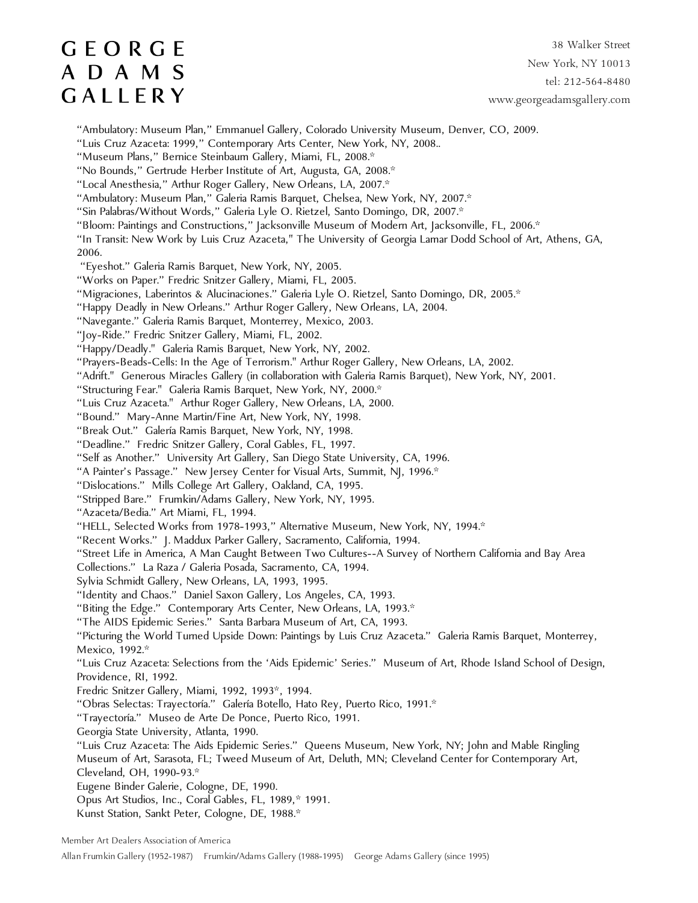"Ambulatory: Museum Plan," Emmanuel Gallery, Colorado University Museum, Denver, CO, 2009.
"Luis Cruz Azaceta: 1999," Contemporary Arts Center, New York, NY, 2008..
"Museum Plans," Bernice Steinbaum Gallery, Miami, FL, 2008.*
"No Bounds," Gertrude Herber Institute of Art, Augusta, GA, 2008.*
"Local Anesthesia," Arthur Roger Gallery, New Orleans, LA, 2007.*
"Ambulatory: Museum Plan," Galeria Ramis Barquet, Chelsea, New York, NY, 2007.*
"Sin Palabras/Without Words," Galeria Lyle O. Rietzel, Santo Domingo, DR, 2007.*
"Bloom: Paintings and Constructions," Jacksonville Museum of Modern Art, Jacksonville, FL, 2006.*
"In Transit: New Work by Luis Cruz Azaceta," The University of Georgia Lamar Dodd School of Art, Athens, GA, 2006.
"Eyeshot." Galeria Ramis Barquet, New York, NY, 2005.
"Works on Paper." Fredric Snitzer Gallery, Miami, FL, 2005.
"Migraciones, Laberintos & Alucinaciones." Galeria Lyle O. Rietzel, Santo Domingo, DR, 2005.*
"Happy Deadly in New Orleans." Arthur Roger Gallery, New Orleans, LA, 2004.
"Navegante." Galeria Ramis Barquet, Monterrey, Mexico, 2003.
"Joy-Ride." Fredric Snitzer Gallery, Miami, FL, 2002.
"Happy/Deadly." Galeria Ramis Barquet, New York, NY, 2002.
"Prayers-Beads-Cells: In the Age of Terrorism." Arthur Roger Gallery, New Orleans, LA, 2002.
"Adrift." Generous Miracles Gallery (in collaboration with Galeria Ramis Barquet), New York, NY, 2001.
"Structuring Fear." Galeria Ramis Barquet, New York, NY, 2000.*
"Luis Cruz Azaceta." Arthur Roger Gallery, New Orleans, LA, 2000.
"Bound." Mary-Anne Martin/Fine Art, New York, NY, 1998.
"Break Out." Galería Ramis Barquet, New York, NY, 1998.
"Deadline." Fredric Snitzer Gallery, Coral Gables, FL, 1997.
"Self as Another." University Art Gallery, San Diego State University, CA, 1996.
"A Painter's Passage." New Jersey Center for Visual Arts, Summit, NJ, 1996.*
"Dislocations." Mills College Art Gallery, Oakland, CA, 1995.
"Stripped Bare." Frumkin/Adams Gallery, New York, NY, 1995.
"Azaceta/Bedia." Art Miami, FL, 1994.
"HELL, Selected Works from 1978-1993," Alternative Museum, New York, NY, 1994.*
"Recent Works." J. Maddux Parker Gallery, Sacramento, California, 1994.
"Street Life in America, A Man Caught Between Two Cultures--A Survey of Northern California and Bay Area Collections." La Raza / Galeria Posada, Sacramento, CA, 1994.
Sylvia Schmidt Gallery, New Orleans, LA, 1993, 1995.
"Identity and Chaos." Daniel Saxon Gallery, Los Angeles, CA, 1993.
"Biting the Edge." Contemporary Arts Center, New Orleans, LA, 1993.*
"The AIDS Epidemic Series." Santa Barbara Museum of Art, CA, 1993.
"Picturing the World Turned Upside Down: Paintings by Luis Cruz Azaceta." Galeria Ramis Barquet, Monterrey, Mexico, 1992.*
"Luis Cruz Azaceta: Selections from the 'Aids Epidemic' Series." Museum of Art, Rhode Island School of Design, Providence, RI, 1992.
Fredric Snitzer Gallery, Miami, 1992, 1993*, 1994.
"Obras Selectas: Trayectoría." Galería Botello, Hato Rey, Puerto Rico, 1991.*
"Trayectoría." Museo de Arte De Ponce, Puerto Rico, 1991.
Georgia State University, Atlanta, 1990.
"Luis Cruz Azaceta: The Aids Epidemic Series." Queens Museum, New York, NY; John and Mable Ringling Museum of Art, Sarasota, FL; Tweed Museum of Art, Deluth, MN; Cleveland Center for Contemporary Art, Cleveland, OH, 1990-93.*
Eugene Binder Galerie, Cologne, DE, 1990.
Opus Art Studios, Inc., Coral Gables, FL, 1989,* 1991.
Kunst Station, Sankt Peter, Cologne, DE, 1988.*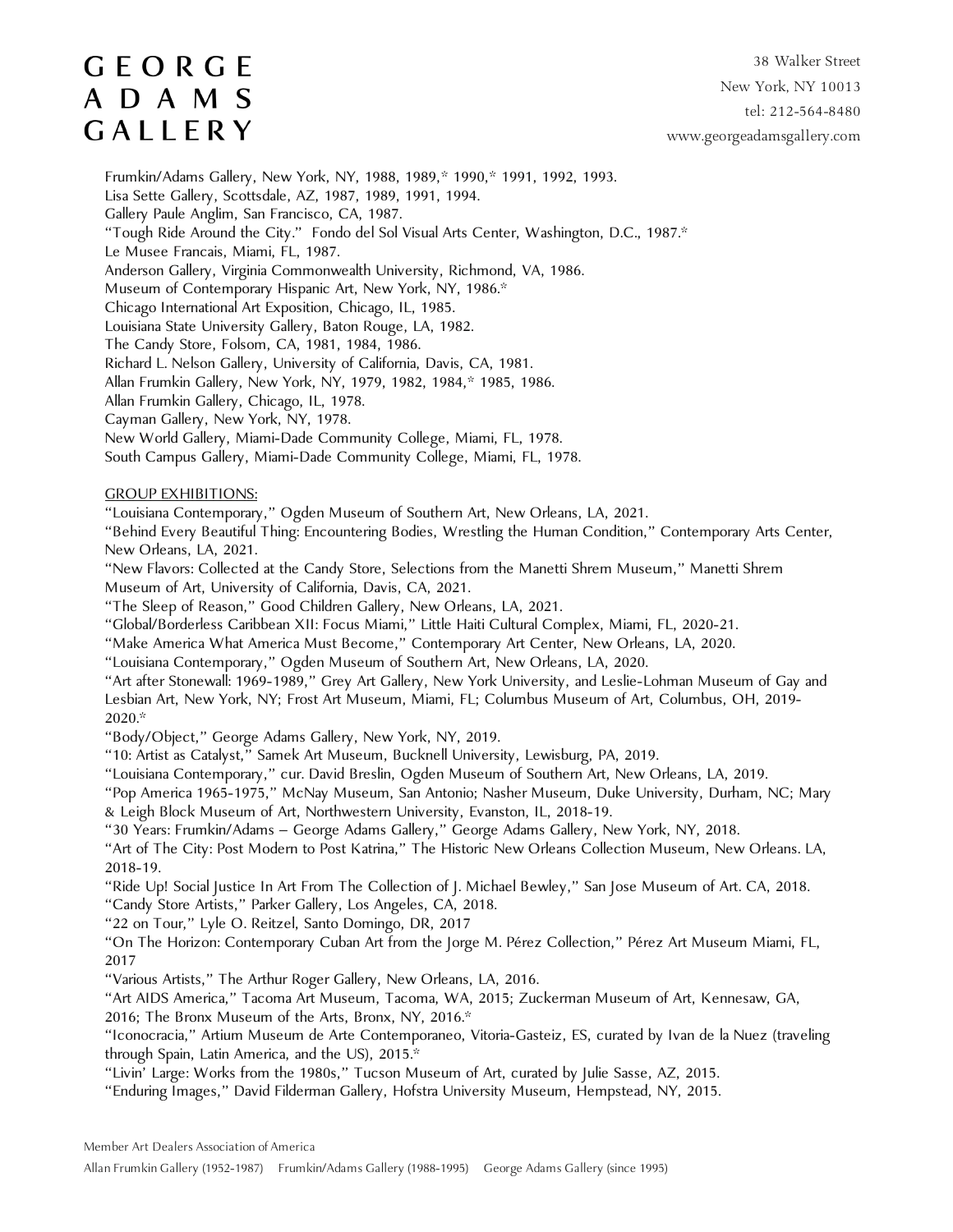Frumkin/Adams Gallery, New York, NY, 1988, 1989,* 1990,* 1991, 1992, 1993.
Lisa Sette Gallery, Scottsdale, AZ, 1987, 1989, 1991, 1994.
Gallery Paule Anglim, San Francisco, CA, 1987.
"Tough Ride Around the City." Fondo del Sol Visual Arts Center, Washington, D.C., 1987.*
Le Musee Francais, Miami, FL, 1987.
Anderson Gallery, Virginia Commonwealth University, Richmond, VA, 1986.
Museum of Contemporary Hispanic Art, New York, NY, 1986.*
Chicago International Art Exposition, Chicago, IL, 1985.
Louisiana State University Gallery, Baton Rouge, LA, 1982.
The Candy Store, Folsom, CA, 1981, 1984, 1986.
Richard L. Nelson Gallery, University of California, Davis, CA, 1981.
Allan Frumkin Gallery, New York, NY, 1979, 1982, 1984,* 1985, 1986.
Allan Frumkin Gallery, Chicago, IL, 1978.
Cayman Gallery, New York, NY, 1978.
New World Gallery, Miami-Dade Community College, Miami, FL, 1978.
South Campus Gallery, Miami-Dade Community College, Miami, FL, 1978.

GROUP EXHIBITIONS:

"Louisiana Contemporary," Ogden Museum of Southern Art, New Orleans, LA, 2021.
"Behind Every Beautiful Thing: Encountering Bodies, Wrestling the Human Condition," Contemporary Arts Center, New Orleans, LA, 2021.
"New Flavors: Collected at the Candy Store, Selections from the Manetti Shrem Museum," Manetti Shrem Museum of Art, University of California, Davis, CA, 2021.
"The Sleep of Reason," Good Children Gallery, New Orleans, LA, 2021.
"Global/Borderless Caribbean XII: Focus Miami," Little Haiti Cultural Complex, Miami, FL, 2020-21.
"Make America What America Must Become," Contemporary Art Center, New Orleans, LA, 2020.
"Louisiana Contemporary," Ogden Museum of Southern Art, New Orleans, LA, 2020.
"Art after Stonewall: 1969-1989," Grey Art Gallery, New York University, and Leslie-Lohman Museum of Gay and Lesbian Art, New York, NY; Frost Art Museum, Miami, FL; Columbus Museum of Art, Columbus, OH, 2019-2020.*
"Body/Object," George Adams Gallery, New York, NY, 2019.
"10: Artist as Catalyst," Samek Art Museum, Bucknell University, Lewisburg, PA, 2019.
"Louisiana Contemporary," cur. David Breslin, Ogden Museum of Southern Art, New Orleans, LA, 2019.
"Pop America 1965-1975," McNay Museum, San Antonio; Nasher Museum, Duke University, Durham, NC; Mary & Leigh Block Museum of Art, Northwestern University, Evanston, IL, 2018-19.
"30 Years: Frumkin/Adams – George Adams Gallery," George Adams Gallery, New York, NY, 2018.
"Art of The City: Post Modern to Post Katrina," The Historic New Orleans Collection Museum, New Orleans. LA, 2018-19.
"Ride Up! Social Justice In Art From The Collection of J. Michael Bewley," San Jose Museum of Art. CA, 2018.
"Candy Store Artists," Parker Gallery, Los Angeles, CA, 2018.
"22 on Tour," Lyle O. Reitzel, Santo Domingo, DR, 2017
"On The Horizon: Contemporary Cuban Art from the Jorge M. Pérez Collection," Pérez Art Museum Miami, FL, 2017
"Various Artists," The Arthur Roger Gallery, New Orleans, LA, 2016.
"Art AIDS America," Tacoma Art Museum, Tacoma, WA, 2015; Zuckerman Museum of Art, Kennesaw, GA, 2016; The Bronx Museum of the Arts, Bronx, NY, 2016.*
"Iconocracia," Artium Museum de Arte Contemporaneo, Vitoria-Gasteiz, ES, curated by Ivan de la Nuez (traveling through Spain, Latin America, and the US), 2015.*
"Livin' Large: Works from the 1980s," Tucson Museum of Art, curated by Julie Sasse, AZ, 2015.
"Enduring Images," David Filderman Gallery, Hofstra University Museum, Hempstead, NY, 2015.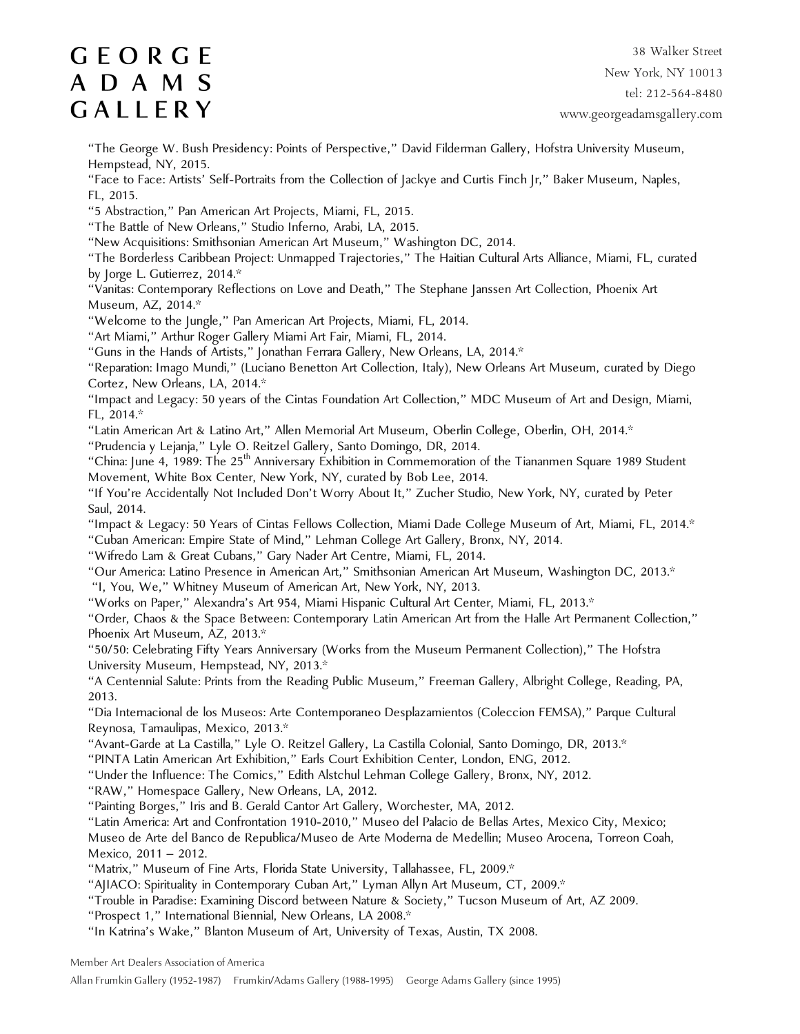"The George W. Bush Presidency: Points of Perspective," David Filderman Gallery, Hofstra University Museum, Hempstead, NY, 2015.
"Face to Face: Artists' Self-Portraits from the Collection of Jackye and Curtis Finch Jr," Baker Museum, Naples, FL, 2015.
"5 Abstraction," Pan American Art Projects, Miami, FL, 2015.
"The Battle of New Orleans," Studio Inferno, Arabi, LA, 2015.
"New Acquisitions: Smithsonian American Art Museum," Washington DC, 2014.
"The Borderless Caribbean Project: Unmapped Trajectories," The Haitian Cultural Arts Alliance, Miami, FL, curated by Jorge L. Gutierrez, 2014.*
"Vanitas: Contemporary Reflections on Love and Death," The Stephane Janssen Art Collection, Phoenix Art Museum, AZ, 2014.*
"Welcome to the Jungle," Pan American Art Projects, Miami, FL, 2014.
"Art Miami," Arthur Roger Gallery Miami Art Fair, Miami, FL, 2014.
"Guns in the Hands of Artists," Jonathan Ferrara Gallery, New Orleans, LA, 2014.*
"Reparation: Imago Mundi," (Luciano Benetton Art Collection, Italy), New Orleans Art Museum, curated by Diego Cortez, New Orleans, LA, 2014.*
"Impact and Legacy: 50 years of the Cintas Foundation Art Collection," MDC Museum of Art and Design, Miami, FL, 2014.*
"Latin American Art & Latino Art," Allen Memorial Art Museum, Oberlin College, Oberlin, OH, 2014.*
"Prudencia y Lejanja," Lyle O. Reitzel Gallery, Santo Domingo, DR, 2014.
"China: June 4, 1989: The 25th Anniversary Exhibition in Commemoration of the Tiananmen Square 1989 Student Movement, White Box Center, New York, NY, curated by Bob Lee, 2014.
"If You're Accidentally Not Included Don't Worry About It," Zucher Studio, New York, NY, curated by Peter Saul, 2014.
"Impact & Legacy: 50 Years of Cintas Fellows Collection, Miami Dade College Museum of Art, Miami, FL, 2014.*
"Cuban American: Empire State of Mind," Lehman College Art Gallery, Bronx, NY, 2014.
"Wifredo Lam & Great Cubans," Gary Nader Art Centre, Miami, FL, 2014.
"Our America: Latino Presence in American Art," Smithsonian American Art Museum, Washington DC, 2013.*
"I, You, We," Whitney Museum of American Art, New York, NY, 2013.
"Works on Paper," Alexandra's Art 954, Miami Hispanic Cultural Art Center, Miami, FL, 2013.*
"Order, Chaos & the Space Between: Contemporary Latin American Art from the Halle Art Permanent Collection," Phoenix Art Museum, AZ, 2013.*
"50/50: Celebrating Fifty Years Anniversary (Works from the Museum Permanent Collection)," The Hofstra University Museum, Hempstead, NY, 2013.*
"A Centennial Salute: Prints from the Reading Public Museum," Freeman Gallery, Albright College, Reading, PA, 2013.
"Dia Internacional de los Museos: Arte Contemporaneo Desplazamientos (Coleccion FEMSA)," Parque Cultural Reynosa, Tamaulipas, Mexico, 2013.*
"Avant-Garde at La Castilla," Lyle O. Reitzel Gallery, La Castilla Colonial, Santo Domingo, DR, 2013.*
"PINTA Latin American Art Exhibition," Earls Court Exhibition Center, London, ENG, 2012.
"Under the Influence: The Comics," Edith Alstchul Lehman College Gallery, Bronx, NY, 2012.
"RAW," Homespace Gallery, New Orleans, LA, 2012.
"Painting Borges," Iris and B. Gerald Cantor Art Gallery, Worchester, MA, 2012.
"Latin America: Art and Confrontation 1910-2010," Museo del Palacio de Bellas Artes, Mexico City, Mexico; Museo de Arte del Banco de Republica/Museo de Arte Moderna de Medellin; Museo Arocena, Torreon Coah, Mexico, 2011 – 2012.
"Matrix," Museum of Fine Arts, Florida State University, Tallahassee, FL, 2009.*
"AJIACO: Spirituality in Contemporary Cuban Art," Lyman Allyn Art Museum, CT, 2009.*
"Trouble in Paradise: Examining Discord between Nature & Society," Tucson Museum of Art, AZ 2009.
"Prospect 1," International Biennial, New Orleans, LA 2008.*
"In Katrina's Wake," Blanton Museum of Art, University of Texas, Austin, TX 2008.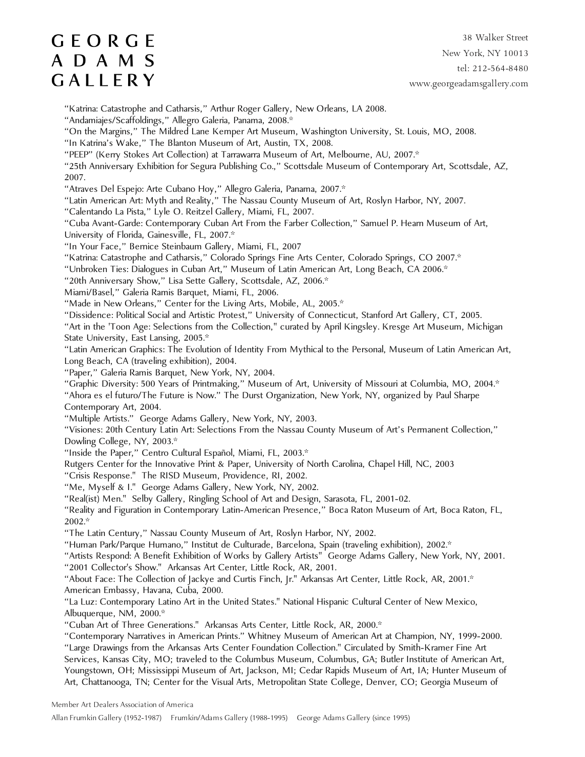“Katrina: Catastrophe and Catharsis,” Arthur Roger Gallery, New Orleans, LA 2008.
“Andamiajes/Scaffoldings,” Allegro Galeria, Panama, 2008.*
“On the Margins,” The Mildred Lane Kemper Art Museum, Washington University, St. Louis, MO, 2008.
“In Katrina’s Wake,” The Blanton Museum of Art, Austin, TX, 2008.
“PEEP” (Kerry Stokes Art Collection) at Tarrawarra Museum of Art, Melbourne, AU, 2007.*
“25th Anniversary Exhibition for Segura Publishing Co.,” Scottsdale Museum of Contemporary Art, Scottsdale, AZ, 2007.
“Atraves Del Espejo: Arte Cubano Hoy,” Allegro Galeria, Panama, 2007.*
“Latin American Art: Myth and Reality,” The Nassau County Museum of Art, Roslyn Harbor, NY, 2007.
“Calentando La Pista,” Lyle O. Reitzel Gallery, Miami, FL, 2007.
“Cuba Avant-Garde: Contemporary Cuban Art From the Farber Collection,” Samuel P. Hearn Museum of Art, University of Florida, Gainesville, FL, 2007.*
“In Your Face,” Bernice Steinbaum Gallery, Miami, FL, 2007
“Katrina: Catastrophe and Catharsis,” Colorado Springs Fine Arts Center, Colorado Springs, CO 2007.*
“Unbroken Ties: Dialogues in Cuban Art,” Museum of Latin American Art, Long Beach, CA 2006.*
“20th Anniversary Show,” Lisa Sette Gallery, Scottsdale, AZ, 2006.*
Miami/Basel,” Galeria Ramis Barquet, Miami, FL, 2006.
“Made in New Orleans,” Center for the Living Arts, Mobile, AL, 2005.*
“Dissidence: Political Social and Artistic Protest,” University of Connecticut, Stanford Art Gallery, CT, 2005.
“Art in the 'Toon Age: Selections from the Collection," curated by April Kingsley. Kresge Art Museum, Michigan State University, East Lansing, 2005.*
“Latin American Graphics: The Evolution of Identity From Mythical to the Personal, Museum of Latin American Art, Long Beach, CA (traveling exhibition), 2004.
“Paper,” Galeria Ramis Barquet, New York, NY, 2004.
“Graphic Diversity: 500 Years of Printmaking,” Museum of Art, University of Missouri at Columbia, MO, 2004.*
“Ahora es el futuro/The Future is Now.” The Durst Organization, New York, NY, organized by Paul Sharpe Contemporary Art, 2004.
“Multiple Artists.” George Adams Gallery, New York, NY, 2003.
“Visiones: 20th Century Latin Art: Selections From the Nassau County Museum of Art’s Permanent Collection,” Dowling College, NY, 2003.*
“Inside the Paper,” Centro Cultural Español, Miami, FL, 2003.*
Rutgers Center for the Innovative Print & Paper, University of North Carolina, Chapel Hill, NC, 2003
“Crisis Response." The RISD Museum, Providence, RI, 2002.
“Me, Myself & I." George Adams Gallery, New York, NY, 2002.
“Real(ist) Men." Selby Gallery, Ringling School of Art and Design, Sarasota, FL, 2001-02.
“Reality and Figuration in Contemporary Latin-American Presence,” Boca Raton Museum of Art, Boca Raton, FL, 2002.*
“The Latin Century,” Nassau County Museum of Art, Roslyn Harbor, NY, 2002.
“Human Park/Parque Humano,” Institut de Culturade, Barcelona, Spain (traveling exhibition), 2002.*
“Artists Respond: A Benefit Exhibition of Works by Gallery Artists" George Adams Gallery, New York, NY, 2001.
“2001 Collector's Show." Arkansas Art Center, Little Rock, AR, 2001.
“About Face: The Collection of Jackye and Curtis Finch, Jr." Arkansas Art Center, Little Rock, AR, 2001.*
American Embassy, Havana, Cuba, 2000.
“La Luz: Contemporary Latino Art in the United States." National Hispanic Cultural Center of New Mexico, Albuquerque, NM, 2000.*
“Cuban Art of Three Generations." Arkansas Arts Center, Little Rock, AR, 2000.*
“Contemporary Narratives in American Prints.” Whitney Museum of American Art at Champion, NY, 1999-2000.
“Large Drawings from the Arkansas Arts Center Foundation Collection." Circulated by Smith-Kramer Fine Art Services, Kansas City, MO; traveled to the Columbus Museum, Columbus, GA; Butler Institute of American Art, Youngstown, OH; Mississippi Museum of Art, Jackson, MI; Cedar Rapids Museum of Art, IA; Hunter Museum of Art, Chattanooga, TN; Center for the Visual Arts, Metropolitan State College, Denver, CO; Georgia Museum of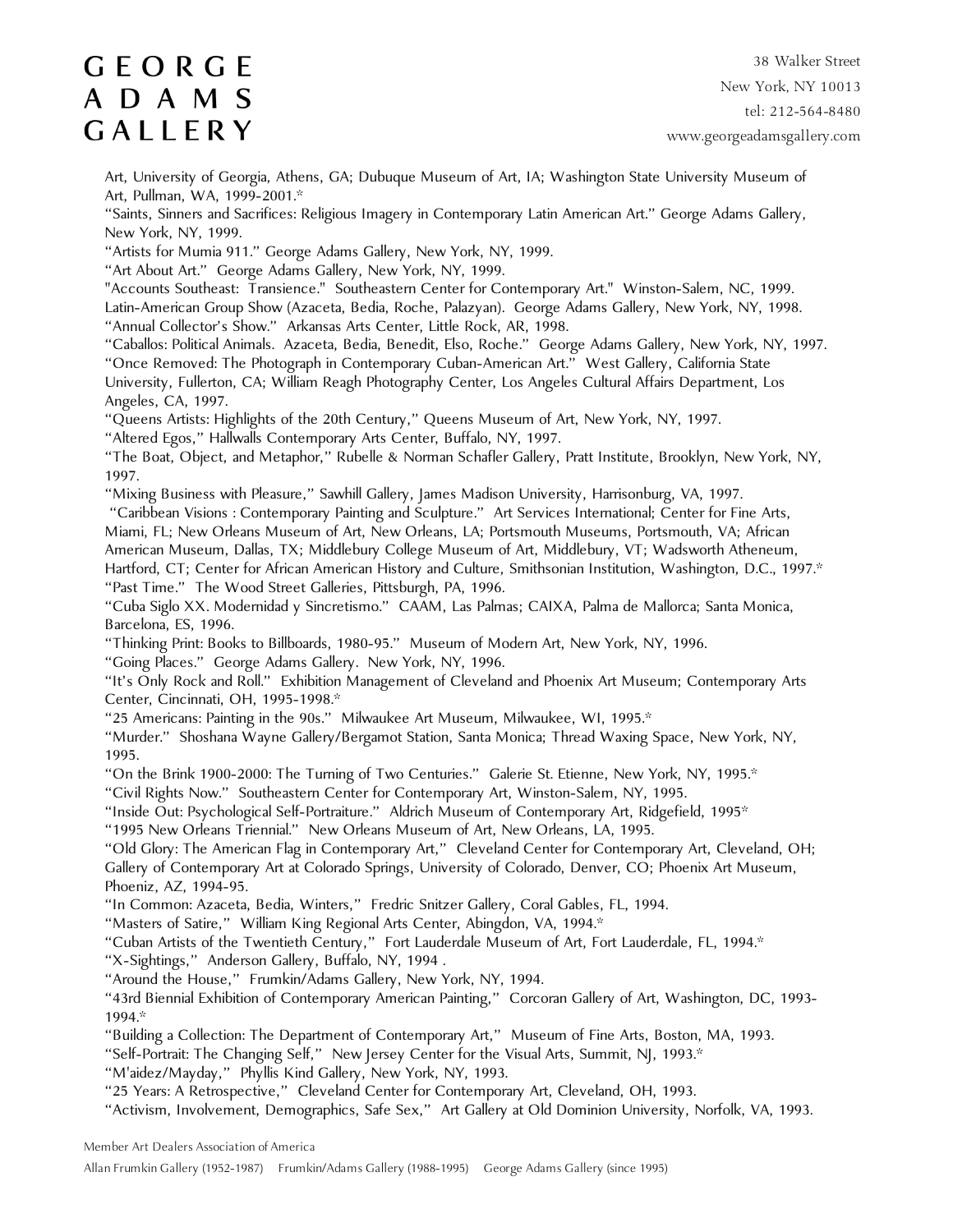Art, University of Georgia, Athens, GA; Dubuque Museum of Art, IA; Washington State University Museum of Art, Pullman, WA, 1999-2001.*

"Saints, Sinners and Sacrifices: Religious Imagery in Contemporary Latin American Art." George Adams Gallery, New York, NY, 1999.

"Artists for Mumia 911." George Adams Gallery, New York, NY, 1999.

"Art About Art." George Adams Gallery, New York, NY, 1999.

"Accounts Southeast: Transience." Southeastern Center for Contemporary Art." Winston-Salem, NC, 1999.

Latin-American Group Show (Azaceta, Bedia, Roche, Palazyan). George Adams Gallery, New York, NY, 1998.

"Annual Collector's Show." Arkansas Arts Center, Little Rock, AR, 1998.

"Caballos: Political Animals. Azaceta, Bedia, Benedit, Elso, Roche." George Adams Gallery, New York, NY, 1997.

"Once Removed: The Photograph in Contemporary Cuban-American Art." West Gallery, California State University, Fullerton, CA; William Reagh Photography Center, Los Angeles Cultural Affairs Department, Los Angeles, CA, 1997.

"Queens Artists: Highlights of the 20th Century," Queens Museum of Art, New York, NY, 1997.

"Altered Egos," Hallwalls Contemporary Arts Center, Buffalo, NY, 1997.

"The Boat, Object, and Metaphor," Rubelle & Norman Schafler Gallery, Pratt Institute, Brooklyn, New York, NY, 1997.

"Mixing Business with Pleasure," Sawhill Gallery, James Madison University, Harrisonburg, VA, 1997.

"Caribbean Visions : Contemporary Painting and Sculpture." Art Services International; Center for Fine Arts, Miami, FL; New Orleans Museum of Art, New Orleans, LA; Portsmouth Museums, Portsmouth, VA; African American Museum, Dallas, TX; Middlebury College Museum of Art, Middlebury, VT; Wadsworth Atheneum, Hartford, CT; Center for African American History and Culture, Smithsonian Institution, Washington, D.C., 1997.*

"Past Time." The Wood Street Galleries, Pittsburgh, PA, 1996.

"Cuba Siglo XX. Modernidad y Sincretismo." CAAM, Las Palmas; CAIXA, Palma de Mallorca; Santa Monica, Barcelona, ES, 1996.

"Thinking Print: Books to Billboards, 1980-95." Museum of Modern Art, New York, NY, 1996.

"Going Places." George Adams Gallery. New York, NY, 1996.

"It's Only Rock and Roll." Exhibition Management of Cleveland and Phoenix Art Museum; Contemporary Arts Center, Cincinnati, OH, 1995-1998.*

"25 Americans: Painting in the 90s." Milwaukee Art Museum, Milwaukee, WI, 1995.*

"Murder." Shoshana Wayne Gallery/Bergamot Station, Santa Monica; Thread Waxing Space, New York, NY, 1995.

"On the Brink 1900-2000: The Turning of Two Centuries." Galerie St. Etienne, New York, NY, 1995.*

"Civil Rights Now." Southeastern Center for Contemporary Art, Winston-Salem, NY, 1995.

"Inside Out: Psychological Self-Portraiture." Aldrich Museum of Contemporary Art, Ridgefield, 1995*

"1995 New Orleans Triennial." New Orleans Museum of Art, New Orleans, LA, 1995.

"Old Glory: The American Flag in Contemporary Art," Cleveland Center for Contemporary Art, Cleveland, OH; Gallery of Contemporary Art at Colorado Springs, University of Colorado, Denver, CO; Phoenix Art Museum, Phoenix, AZ, 1994-95.

"In Common: Azaceta, Bedia, Winters," Fredric Snitzer Gallery, Coral Gables, FL, 1994.

"Masters of Satire," William King Regional Arts Center, Abingdon, VA, 1994.*

"Cuban Artists of the Twentieth Century," Fort Lauderdale Museum of Art, Fort Lauderdale, FL, 1994.*

"X-Sightings," Anderson Gallery, Buffalo, NY, 1994 .

"Around the House," Frumkin/Adams Gallery, New York, NY, 1994.

"43rd Biennial Exhibition of Contemporary American Painting," Corcoran Gallery of Art, Washington, DC, 1993-1994.*

"Building a Collection: The Department of Contemporary Art," Museum of Fine Arts, Boston, MA, 1993.

"Self-Portrait: The Changing Self," New Jersey Center for the Visual Arts, Summit, NJ, 1993.*

"M'aidez/Mayday," Phyllis Kind Gallery, New York, NY, 1993.

"25 Years: A Retrospective," Cleveland Center for Contemporary Art, Cleveland, OH, 1993.

"Activism, Involvement, Demographics, Safe Sex," Art Gallery at Old Dominion University, Norfolk, VA, 1993.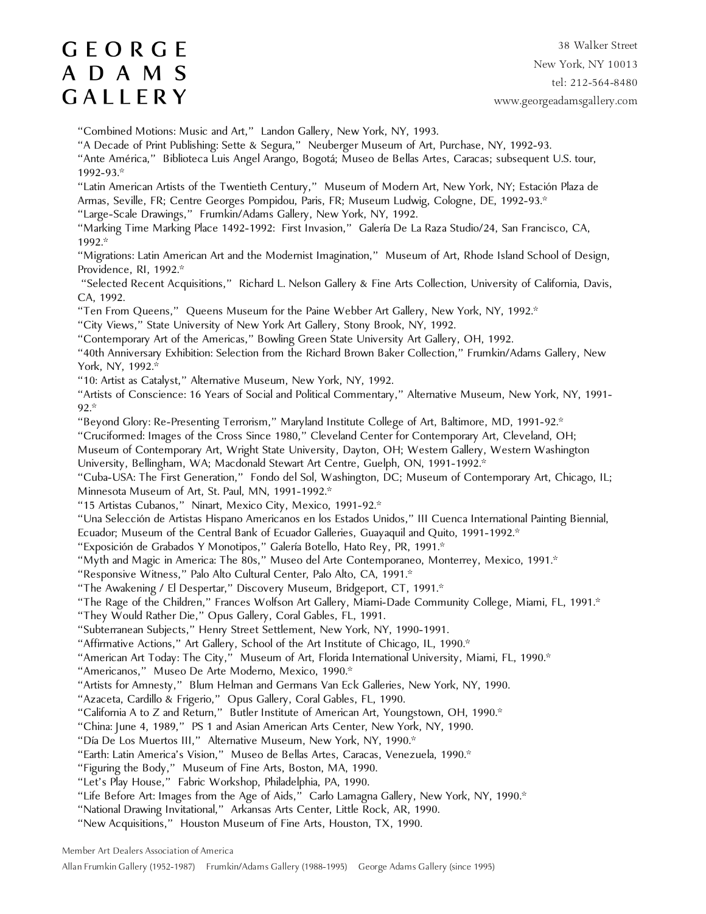"Combined Motions: Music and Art," Landon Gallery, New York, NY, 1993.
"A Decade of Print Publishing: Sette & Segura," Neuberger Museum of Art, Purchase, NY, 1992-93.
"Ante América," Biblioteca Luis Angel Arango, Bogotá; Museo de Bellas Artes, Caracas; subsequent U.S. tour, 1992-93.*
"Latin American Artists of the Twentieth Century," Museum of Modern Art, New York, NY; Estación Plaza de Armas, Seville, FR; Centre Georges Pompidou, Paris, FR; Museum Ludwig, Cologne, DE, 1992-93.*
"Large-Scale Drawings," Frumkin/Adams Gallery, New York, NY, 1992.
"Marking Time Marking Place 1492-1992: First Invasion," Galería De La Raza Studio/24, San Francisco, CA, 1992.*
"Migrations: Latin American Art and the Modernist Imagination," Museum of Art, Rhode Island School of Design, Providence, RI, 1992.*
"Selected Recent Acquisitions," Richard L. Nelson Gallery & Fine Arts Collection, University of California, Davis, CA, 1992.
"Ten From Queens," Queens Museum for the Paine Webber Art Gallery, New York, NY, 1992.*
"City Views," State University of New York Art Gallery, Stony Brook, NY, 1992.
"Contemporary Art of the Americas," Bowling Green State University Art Gallery, OH, 1992.
"40th Anniversary Exhibition: Selection from the Richard Brown Baker Collection," Frumkin/Adams Gallery, New York, NY, 1992.*
"10: Artist as Catalyst," Alternative Museum, New York, NY, 1992.
"Artists of Conscience: 16 Years of Social and Political Commentary," Alternative Museum, New York, NY, 1991-92.*
"Beyond Glory: Re-Presenting Terrorism," Maryland Institute College of Art, Baltimore, MD, 1991-92.*
"Cruciformed: Images of the Cross Since 1980," Cleveland Center for Contemporary Art, Cleveland, OH; Museum of Contemporary Art, Wright State University, Dayton, OH; Western Gallery, Western Washington University, Bellingham, WA; Macdonald Stewart Art Centre, Guelph, ON, 1991-1992.*
"Cuba-USA: The First Generation," Fondo del Sol, Washington, DC; Museum of Contemporary Art, Chicago, IL; Minnesota Museum of Art, St. Paul, MN, 1991-1992.*
"15 Artistas Cubanos," Ninart, Mexico City, Mexico, 1991-92.*
"Una Selección de Artistas Hispano Americanos en los Estados Unidos," III Cuenca International Painting Biennial, Ecuador; Museum of the Central Bank of Ecuador Galleries, Guayaquil and Quito, 1991-1992.*
"Exposición de Grabados Y Monotipos," Galería Botello, Hato Rey, PR, 1991.*
"Myth and Magic in America: The 80s," Museo del Arte Contemporaneo, Monterrey, Mexico, 1991.*
"Responsive Witness," Palo Alto Cultural Center, Palo Alto, CA, 1991.*
"The Awakening / El Despertar," Discovery Museum, Bridgeport, CT, 1991.*
"The Rage of the Children," Frances Wolfson Art Gallery, Miami-Dade Community College, Miami, FL, 1991.*
"They Would Rather Die," Opus Gallery, Coral Gables, FL, 1991.
"Subterranean Subjects," Henry Street Settlement, New York, NY, 1990-1991.
"Affirmative Actions," Art Gallery, School of the Art Institute of Chicago, IL, 1990.*
"American Art Today: The City," Museum of Art, Florida International University, Miami, FL, 1990.*
"Americanos," Museo De Arte Moderno, Mexico, 1990.*
"Artists for Amnesty," Blum Helman and Germans Van Eck Galleries, New York, NY, 1990.
"Azaceta, Cardillo & Frigerio," Opus Gallery, Coral Gables, FL, 1990.
"California A to Z and Return," Butler Institute of American Art, Youngstown, OH, 1990.*
"China: June 4, 1989," PS 1 and Asian American Arts Center, New York, NY, 1990.
"Día De Los Muertos III," Alternative Museum, New York, NY, 1990.*
"Earth: Latin America's Vision," Museo de Bellas Artes, Caracas, Venezuela, 1990.*
"Figuring the Body," Museum of Fine Arts, Boston, MA, 1990.
"Let's Play House," Fabric Workshop, Philadelphia, PA, 1990.
"Life Before Art: Images from the Age of Aids," Carlo Lamagna Gallery, New York, NY, 1990.*
"National Drawing Invitational," Arkansas Arts Center, Little Rock, AR, 1990.
"New Acquisitions," Houston Museum of Fine Arts, Houston, TX, 1990.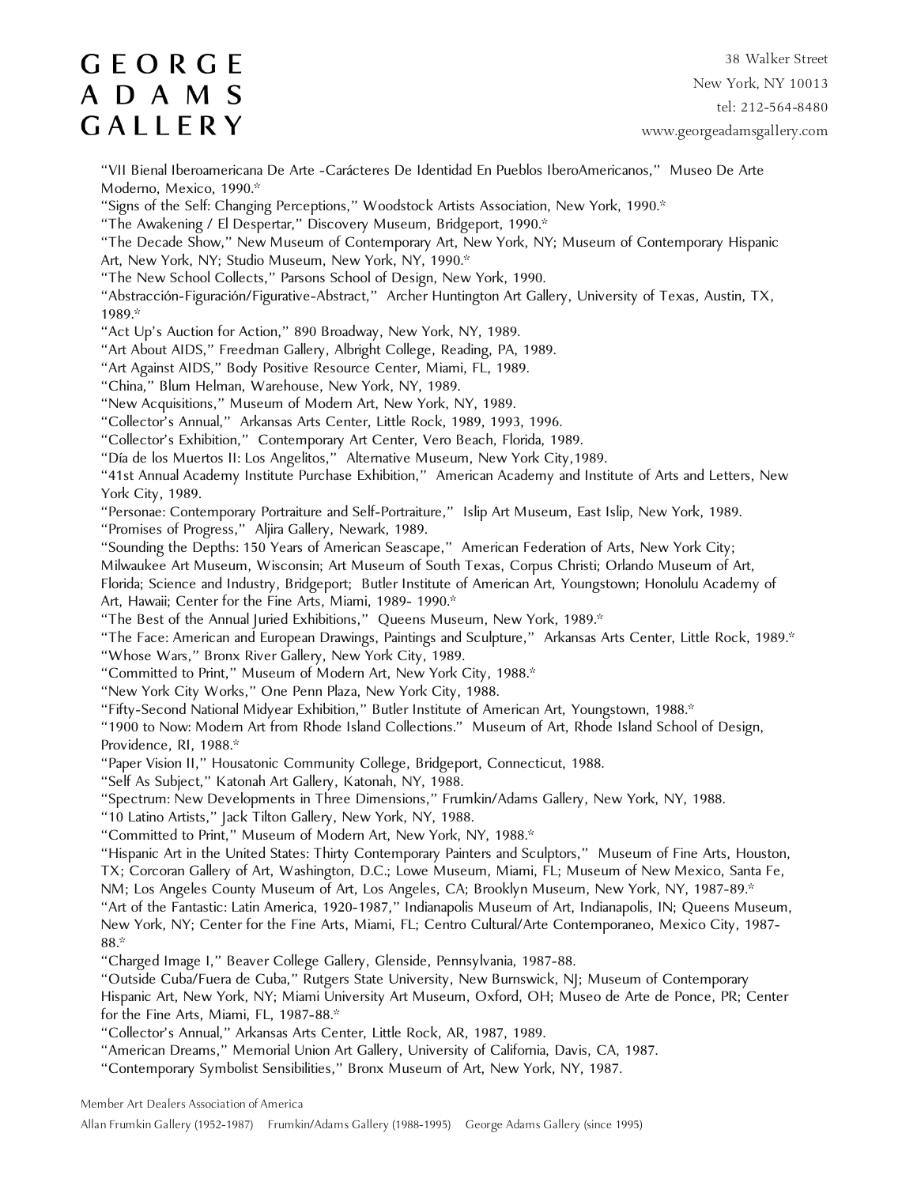"VII Bienal Iberoamericana De Arte -Carácteres De Identidad En Pueblos IberoAmericanos," Museo De Arte Moderno, Mexico, 1990.*

"Signs of the Self: Changing Perceptions," Woodstock Artists Association, New York, 1990.*

"The Awakening / El Despertar," Discovery Museum, Bridgeport, 1990.*

"The Decade Show," New Museum of Contemporary Art, New York, NY; Museum of Contemporary Hispanic Art, New York, NY; Studio Museum, New York, NY, 1990.*

"The New School Collects," Parsons School of Design, New York, 1990.

"Abstracción-Figuración/Figurative-Abstract," Archer Huntington Art Gallery, University of Texas, Austin, TX, 1989.*

"Act Up's Auction for Action," 890 Broadway, New York, NY, 1989.

"Art About AIDS," Freedman Gallery, Albright College, Reading, PA, 1989.

"Art Against AIDS," Body Positive Resource Center, Miami, FL, 1989.

"China," Blum Helman, Warehouse, New York, NY, 1989.

"New Acquisitions," Museum of Modern Art, New York, NY, 1989.

"Collector's Annual," Arkansas Arts Center, Little Rock, 1989, 1993, 1996.

"Collector's Exhibition," Contemporary Art Center, Vero Beach, Florida, 1989.

"Día de los Muertos II: Los Angelitos," Alternative Museum, New York City,1989.

"41st Annual Academy Institute Purchase Exhibition," American Academy and Institute of Arts and Letters, New York City, 1989.

"Personae: Contemporary Portraiture and Self-Portraiture," Islip Art Museum, East Islip, New York, 1989.

"Promises of Progress," Aljira Gallery, Newark, 1989.

"Sounding the Depths: 150 Years of American Seascape," American Federation of Arts, New York City; Milwaukee Art Museum, Wisconsin; Art Museum of South Texas, Corpus Christi; Orlando Museum of Art, Florida; Science and Industry, Bridgeport; Butler Institute of American Art, Youngstown; Honolulu Academy of Art, Hawaii; Center for the Fine Arts, Miami, 1989- 1990.*

"The Best of the Annual Juried Exhibitions," Queens Museum, New York, 1989.*

"The Face: American and European Drawings, Paintings and Sculpture," Arkansas Arts Center, Little Rock, 1989.*

"Whose Wars," Bronx River Gallery, New York City, 1989.

"Committed to Print," Museum of Modern Art, New York City, 1988.*

"New York City Works," One Penn Plaza, New York City, 1988.

"Fifty-Second National Midyear Exhibition," Butler Institute of American Art, Youngstown, 1988.*

"1900 to Now: Modern Art from Rhode Island Collections." Museum of Art, Rhode Island School of Design, Providence, RI, 1988.*

"Paper Vision II," Housatonic Community College, Bridgeport, Connecticut, 1988.

"Self As Subject," Katonah Art Gallery, Katonah, NY, 1988.

"Spectrum: New Developments in Three Dimensions," Frumkin/Adams Gallery, New York, NY, 1988.

"10 Latino Artists," Jack Tilton Gallery, New York, NY, 1988.

"Committed to Print," Museum of Modern Art, New York, NY, 1988.*

"Hispanic Art in the United States: Thirty Contemporary Painters and Sculptors," Museum of Fine Arts, Houston, TX; Corcoran Gallery of Art, Washington, D.C.; Lowe Museum, Miami, FL; Museum of New Mexico, Santa Fe, NM; Los Angeles County Museum of Art, Los Angeles, CA; Brooklyn Museum, New York, NY, 1987-89.*

"Art of the Fantastic: Latin America, 1920-1987," Indianapolis Museum of Art, Indianapolis, IN; Queens Museum, New York, NY; Center for the Fine Arts, Miami, FL; Centro Cultural/Arte Contemporaneo, Mexico City, 1987-88.*

"Charged Image I," Beaver College Gallery, Glenside, Pennsylvania, 1987-88.

"Outside Cuba/Fuera de Cuba," Rutgers State University, New Burnswick, NJ; Museum of Contemporary Hispanic Art, New York, NY; Miami University Art Museum, Oxford, OH; Museo de Arte de Ponce, PR; Center for the Fine Arts, Miami, FL, 1987-88.*

"Collector's Annual," Arkansas Arts Center, Little Rock, AR, 1987, 1989.

"American Dreams," Memorial Union Art Gallery, University of California, Davis, CA, 1987.

"Contemporary Symbolist Sensibilities," Bronx Museum of Art, New York, NY, 1987.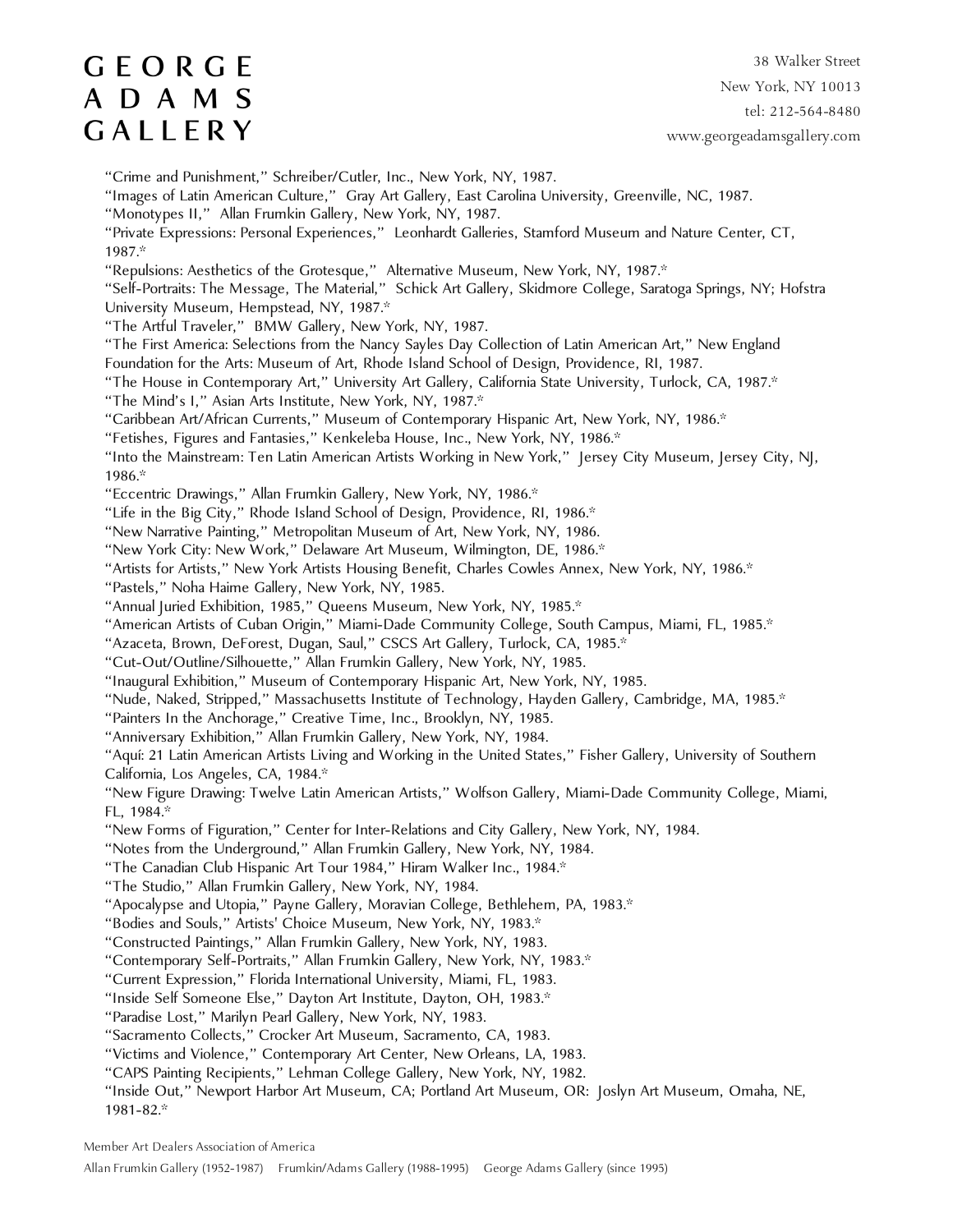"Crime and Punishment," Schreiber/Cutler, Inc., New York, NY, 1987.
"Images of Latin American Culture," Gray Art Gallery, East Carolina University, Greenville, NC, 1987.
"Monotypes II," Allan Frumkin Gallery, New York, NY, 1987.
"Private Expressions: Personal Experiences," Leonhardt Galleries, Stamford Museum and Nature Center, CT, 1987.*
"Repulsions: Aesthetics of the Grotesque," Alternative Museum, New York, NY, 1987.*
"Self-Portraits: The Message, The Material," Schick Art Gallery, Skidmore College, Saratoga Springs, NY; Hofstra University Museum, Hempstead, NY, 1987.*
"The Artful Traveler," BMW Gallery, New York, NY, 1987.
"The First America: Selections from the Nancy Sayles Day Collection of Latin American Art," New England Foundation for the Arts: Museum of Art, Rhode Island School of Design, Providence, RI, 1987.
"The House in Contemporary Art," University Art Gallery, California State University, Turlock, CA, 1987.*
"The Mind's I," Asian Arts Institute, New York, NY, 1987.*
"Caribbean Art/African Currents," Museum of Contemporary Hispanic Art, New York, NY, 1986.*
"Fetishes, Figures and Fantasies," Kenkeleba House, Inc., New York, NY, 1986.*
"Into the Mainstream: Ten Latin American Artists Working in New York," Jersey City Museum, Jersey City, NJ, 1986.*
"Eccentric Drawings," Allan Frumkin Gallery, New York, NY, 1986.*
"Life in the Big City," Rhode Island School of Design, Providence, RI, 1986.*
"New Narrative Painting," Metropolitan Museum of Art, New York, NY, 1986.
"New York City: New Work," Delaware Art Museum, Wilmington, DE, 1986.*
"Artists for Artists," New York Artists Housing Benefit, Charles Cowles Annex, New York, NY, 1986.*
"Pastels," Noha Haime Gallery, New York, NY, 1985.
"Annual Juried Exhibition, 1985," Queens Museum, New York, NY, 1985.*
"American Artists of Cuban Origin," Miami-Dade Community College, South Campus, Miami, FL, 1985.*
"Azaceta, Brown, DeForest, Dugan, Saul," CSCS Art Gallery, Turlock, CA, 1985.*
"Cut-Out/Outline/Silhouette," Allan Frumkin Gallery, New York, NY, 1985.
"Inaugural Exhibition," Museum of Contemporary Hispanic Art, New York, NY, 1985.
"Nude, Naked, Stripped," Massachusetts Institute of Technology, Hayden Gallery, Cambridge, MA, 1985.*
"Painters In the Anchorage," Creative Time, Inc., Brooklyn, NY, 1985.
"Anniversary Exhibition," Allan Frumkin Gallery, New York, NY, 1984.
"Aquí: 21 Latin American Artists Living and Working in the United States," Fisher Gallery, University of Southern California, Los Angeles, CA, 1984.*
"New Figure Drawing: Twelve Latin American Artists," Wolfson Gallery, Miami-Dade Community College, Miami, FL, 1984.*
"New Forms of Figuration," Center for Inter-Relations and City Gallery, New York, NY, 1984.
"Notes from the Underground," Allan Frumkin Gallery, New York, NY, 1984.
"The Canadian Club Hispanic Art Tour 1984," Hiram Walker Inc., 1984.*
"The Studio," Allan Frumkin Gallery, New York, NY, 1984.
"Apocalypse and Utopia," Payne Gallery, Moravian College, Bethlehem, PA, 1983.*
"Bodies and Souls," Artists' Choice Museum, New York, NY, 1983.*
"Constructed Paintings," Allan Frumkin Gallery, New York, NY, 1983.
"Contemporary Self-Portraits," Allan Frumkin Gallery, New York, NY, 1983.*
"Current Expression," Florida International University, Miami, FL, 1983.
"Inside Self Someone Else," Dayton Art Institute, Dayton, OH, 1983.*
"Paradise Lost," Marilyn Pearl Gallery, New York, NY, 1983.
"Sacramento Collects," Crocker Art Museum, Sacramento, CA, 1983.
"Victims and Violence," Contemporary Art Center, New Orleans, LA, 1983.
"CAPS Painting Recipients," Lehman College Gallery, New York, NY, 1982.
"Inside Out," Newport Harbor Art Museum, CA; Portland Art Museum, OR: Joslyn Art Museum, Omaha, NE, 1981-82.*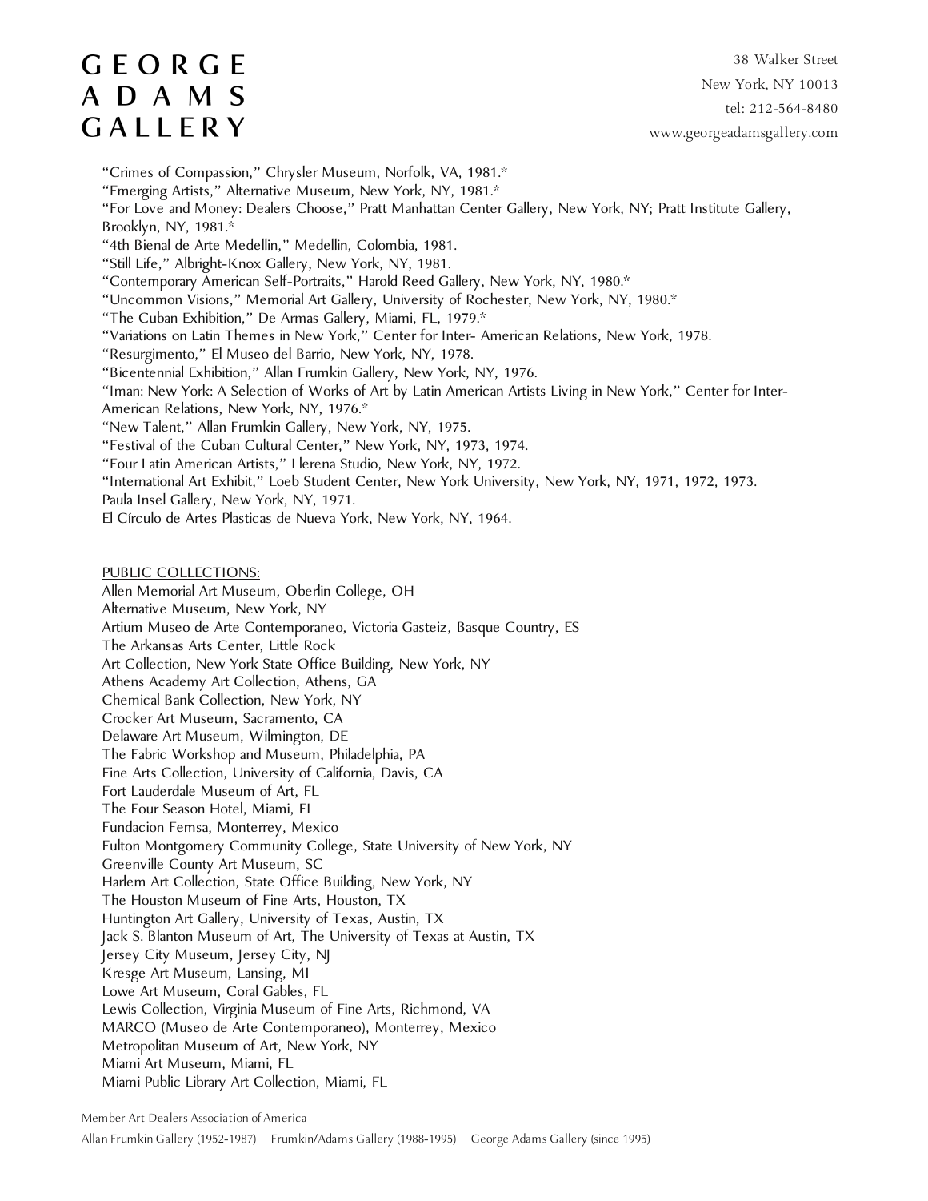"Crimes of Compassion," Chrysler Museum, Norfolk, VA, 1981.*
"Emerging Artists," Alternative Museum, New York, NY, 1981.*
"For Love and Money: Dealers Choose," Pratt Manhattan Center Gallery, New York, NY; Pratt Institute Gallery, Brooklyn, NY, 1981.*
"4th Bienal de Arte Medellin," Medellin, Colombia, 1981.
"Still Life," Albright-Knox Gallery, New York, NY, 1981.
"Contemporary American Self-Portraits," Harold Reed Gallery, New York, NY, 1980.*
"Uncommon Visions," Memorial Art Gallery, University of Rochester, New York, NY, 1980.*
"The Cuban Exhibition," De Armas Gallery, Miami, FL, 1979.*
"Variations on Latin Themes in New York," Center for Inter- American Relations, New York, 1978.
"Resurgimento," El Museo del Barrio, New York, NY, 1978.
"Bicentennial Exhibition," Allan Frumkin Gallery, New York, NY, 1976.
"Iman: New York: A Selection of Works of Art by Latin American Artists Living in New York," Center for Inter-American Relations, New York, NY, 1976.*
"New Talent," Allan Frumkin Gallery, New York, NY, 1975.
"Festival of the Cuban Cultural Center," New York, NY, 1973, 1974.
"Four Latin American Artists," Llerena Studio, New York, NY, 1972.
"International Art Exhibit," Loeb Student Center, New York University, New York, NY, 1971, 1972, 1973.
Paula Insel Gallery, New York, NY, 1971.
El Círculo de Artes Plasticas de Nueva York, New York, NY, 1964.

PUBLIC COLLECTIONS:

Allen Memorial Art Museum, Oberlin College, OH
Alternative Museum, New York, NY
Artium Museo de Arte Contemporaneo, Victoria Gasteiz, Basque Country, ES
The Arkansas Arts Center, Little Rock
Art Collection, New York State Office Building, New York, NY
Athens Academy Art Collection, Athens, GA
Chemical Bank Collection, New York, NY
Crocker Art Museum, Sacramento, CA
Delaware Art Museum, Wilmington, DE
The Fabric Workshop and Museum, Philadelphia, PA
Fine Arts Collection, University of California, Davis, CA
Fort Lauderdale Museum of Art, FL
The Four Season Hotel, Miami, FL
Fundacion Femsa, Monterrey, Mexico
Fulton Montgomery Community College, State University of New York, NY
Greenville County Art Museum, SC
Harlem Art Collection, State Office Building, New York, NY
The Houston Museum of Fine Arts, Houston, TX
Huntington Art Gallery, University of Texas, Austin, TX
Jack S. Blanton Museum of Art, The University of Texas at Austin, TX
Jersey City Museum, Jersey City, NJ
Kresge Art Museum, Lansing, MI
Lowe Art Museum, Coral Gables, FL
Lewis Collection, Virginia Museum of Fine Arts, Richmond, VA
MARCO (Museo de Arte Contemporaneo), Monterrey, Mexico
Metropolitan Museum of Art, New York, NY
Miami Art Museum, Miami, FL
Miami Public Library Art Collection, Miami, FL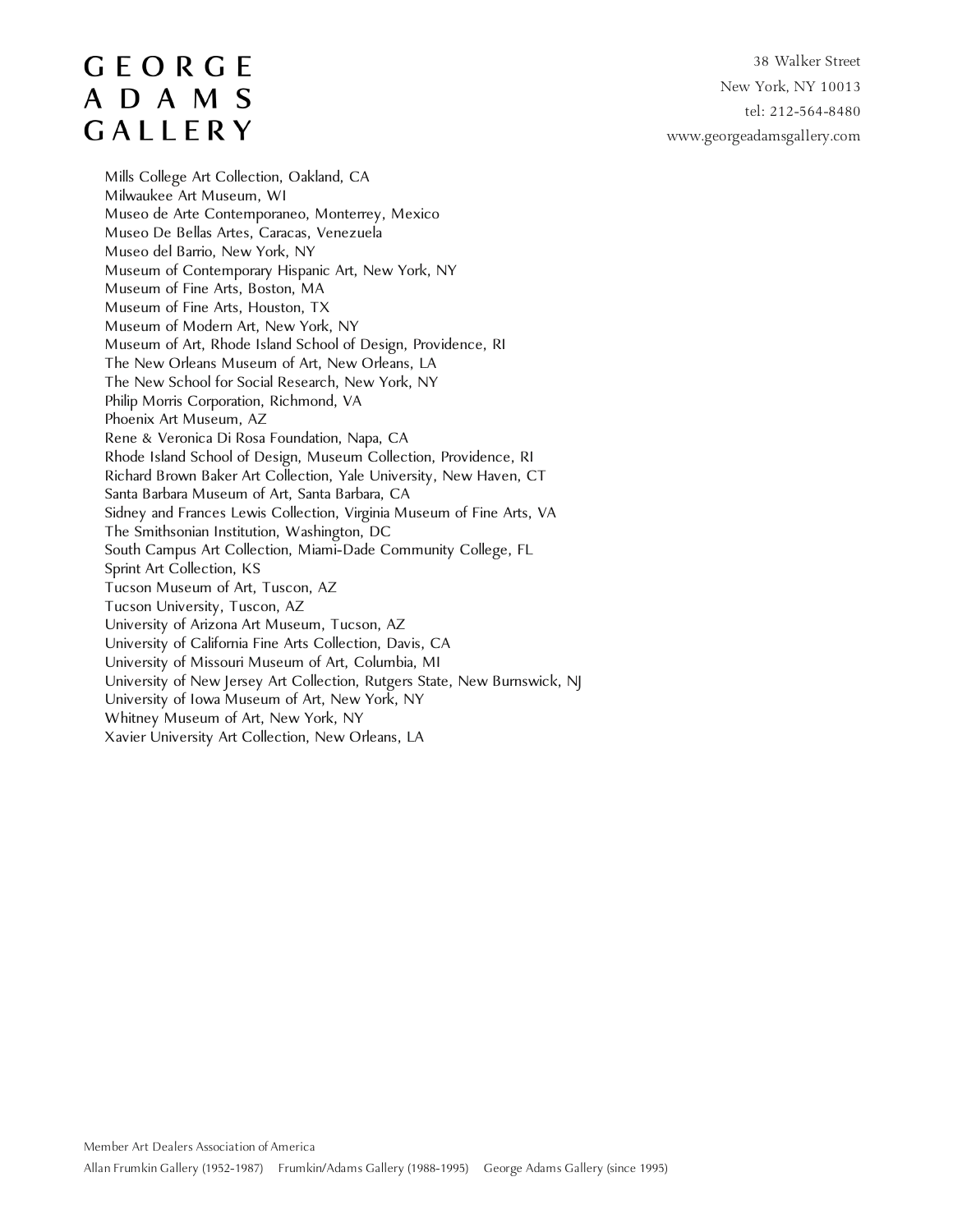Mills College Art Collection, Oakland, CA
Milwaukee Art Museum, WI
Museo de Arte Contemporaneo, Monterrey, Mexico
Museo De Bellas Artes, Caracas, Venezuela
Museo del Barrio, New York, NY
Museum of Contemporary Hispanic Art, New York, NY
Museum of Fine Arts, Boston, MA
Museum of Fine Arts, Houston, TX
Museum of Modern Art, New York, NY
Museum of Art, Rhode Island School of Design, Providence, RI
The New Orleans Museum of Art, New Orleans, LA
The New School for Social Research, New York, NY
Philip Morris Corporation, Richmond, VA
Phoenix Art Museum, AZ
Rene & Veronica Di Rosa Foundation, Napa, CA
Rhode Island School of Design, Museum Collection, Providence, RI
Richard Brown Baker Art Collection, Yale University, New Haven, CT
Santa Barbara Museum of Art, Santa Barbara, CA
Sidney and Frances Lewis Collection, Virginia Museum of Fine Arts, VA
The Smithsonian Institution, Washington, DC
South Campus Art Collection, Miami-Dade Community College, FL
Sprint Art Collection, KS
Tucson Museum of Art, Tuscon, AZ
Tucson University, Tuscon, AZ
University of Arizona Art Museum, Tucson, AZ
University of California Fine Arts Collection, Davis, CA
University of Missouri Museum of Art, Columbia, MI
University of New Jersey Art Collection, Rutgers State, New Burnswick, NJ
University of Iowa Museum of Art, New York, NY
Whitney Museum of Art, New York, NY
Xavier University Art Collection, New Orleans, LA